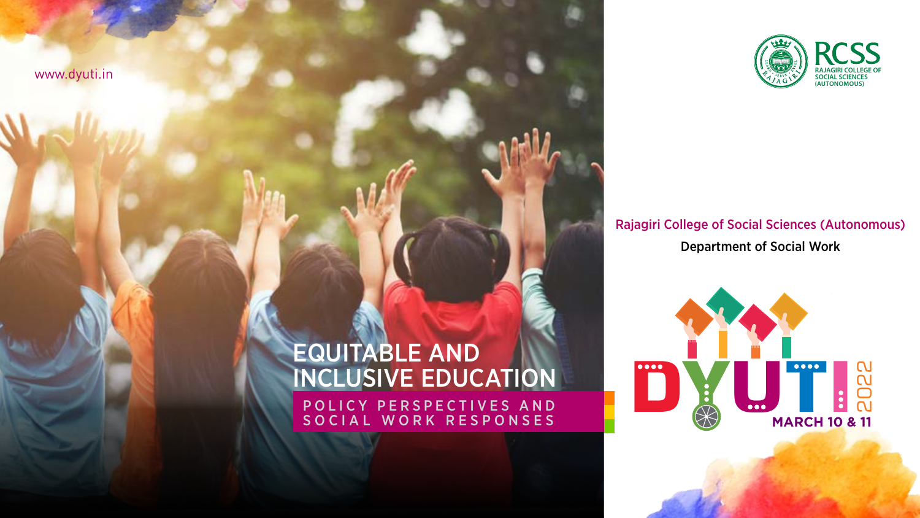www.dyuti.in

RCSS

RAJAGIRI COLLEGE OF SOCIAL SCIENCES (AUTONOMOUS)

# EQUITABLE AND INCLUSIVE EDUCATION

## POLICY PERSPECTIVES AND SOCIAL WORK RESPONSES

Rajagiri College of Social Sciences (Autonomous)

Department of Social Work

DYUTI 2022

MARCH 10 & 11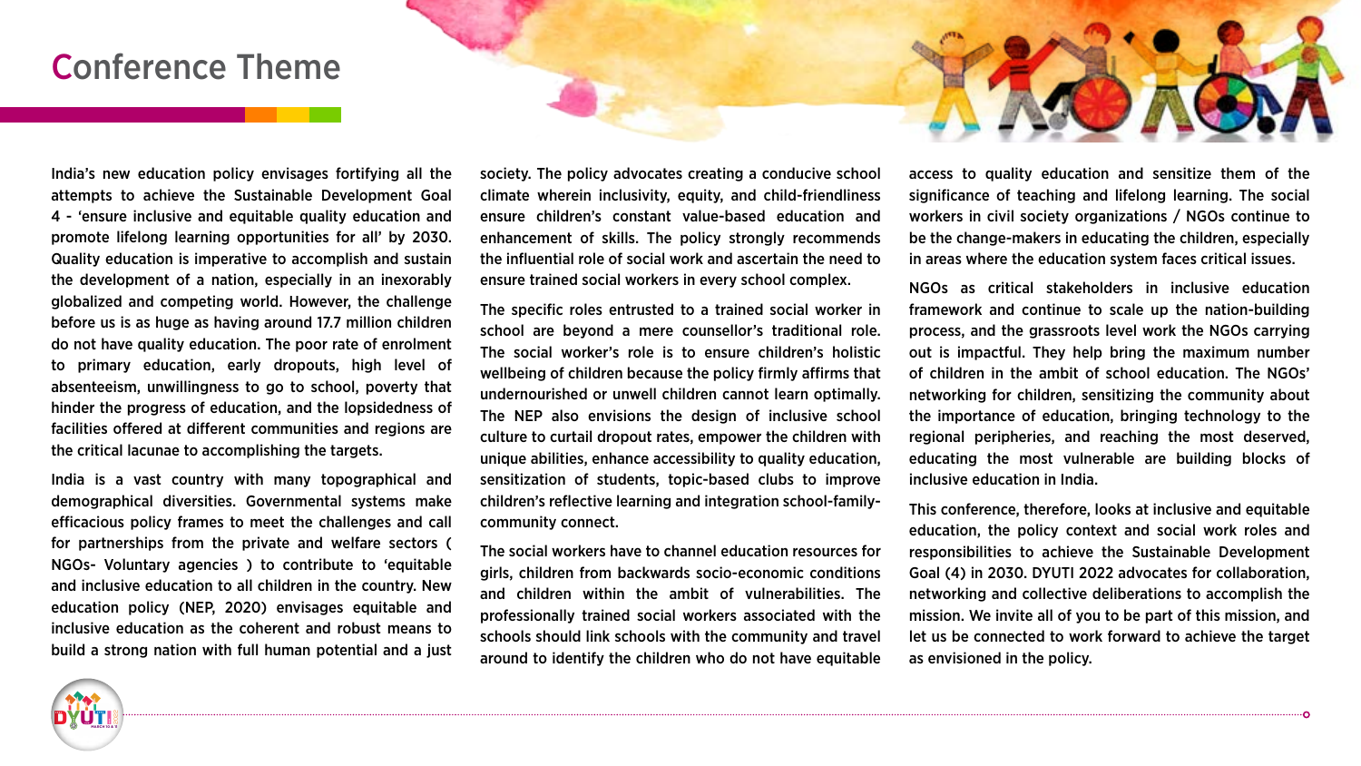# Conference Theme

India's new education policy envisages fortifying all the attempts to achieve the Sustainable Development Goal 4 - 'ensure inclusive and equitable quality education and promote lifelong learning opportunities for all' by 2030. Quality education is imperative to accomplish and sustain the development of a nation, especially in an inexorably globalized and competing world. However, the challenge before us is as huge as having around 17.7 million children do not have quality education. The poor rate of enrolment to primary education, early dropouts, high level of absenteeism, unwillingness to go to school, poverty that hinder the progress of education, and the lopsidedness of facilities offered at different communities and regions are the critical lacunae to accomplishing the targets.

India is a vast country with many topographical and demographical diversities. Governmental systems make efficacious policy frames to meet the challenges and call for partnerships from the private and welfare sectors ( NGOs- Voluntary agencies ) to contribute to 'equitable and inclusive education to all children in the country. New education policy (NEP, 2020) envisages equitable and inclusive education as the coherent and robust means to build a strong nation with full human potential and a just society. The policy advocates creating a conducive school climate wherein inclusivity, equity, and child-friendliness ensure children's constant value-based education and enhancement of skills. The policy strongly recommends the influential role of social work and ascertain the need to ensure trained social workers in every school complex.

The specific roles entrusted to a trained social worker in school are beyond a mere counsellor's traditional role. The social worker's role is to ensure children's holistic wellbeing of children because the policy firmly affirms that undernourished or unwell children cannot learn optimally. The NEP also envisions the design of inclusive school culture to curtail dropout rates, empower the children with unique abilities, enhance accessibility to quality education, sensitization of students, topic-based clubs to improve children's reflective learning and integration school-family-community connect.

The social workers have to channel education resources for girls, children from backwards socio-economic conditions and children within the ambit of vulnerabilities. The professionally trained social workers associated with the schools should link schools with the community and travel around to identify the children who do not have equitable access to quality education and sensitize them of the significance of teaching and lifelong learning. The social workers in civil society organizations / NGOs continue to be the change-makers in educating the children, especially in areas where the education system faces critical issues.

NGOs as critical stakeholders in inclusive education framework and continue to scale up the nation-building process, and the grassroots level work the NGOs carrying out is impactful. They help bring the maximum number of children in the ambit of school education. The NGOs' networking for children, sensitizing the community about the importance of education, bringing technology to the regional peripheries, and reaching the most deserved, educating the most vulnerable are building blocks of inclusive education in India.

This conference, therefore, looks at inclusive and equitable education, the policy context and social work roles and responsibilities to achieve the Sustainable Development Goal (4) in 2030. DYUTI 2022 advocates for collaboration, networking and collective deliberations to accomplish the mission. We invite all of you to be part of this mission, and let us be connected to work forward to achieve the target as envisioned in the policy.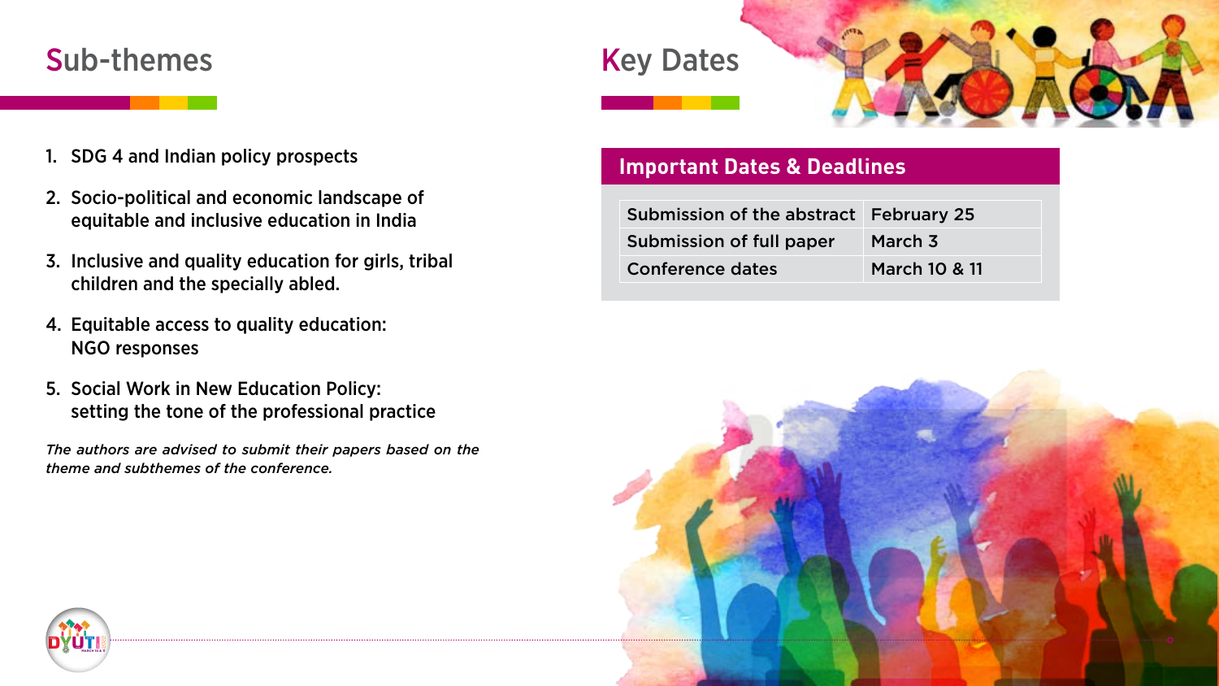## Sub-themes

1. SDG 4 and Indian policy prospects
2. Socio-political and economic landscape of equitable and inclusive education in India
3. Inclusive and quality education for girls, tribal children and the specially abled.
4. Equitable access to quality education: NGO responses
5. Social Work in New Education Policy: setting the tone of the professional practice

*The authors are advised to submit their papers based on the theme and subthemes of the conference.*

## Key Dates

### Important Dates & Deadlines

| | |
|---|---|
| Submission of the abstract | February 25 |
| Submission of full paper | March 3 |
| Conference dates | March 10 & 11 |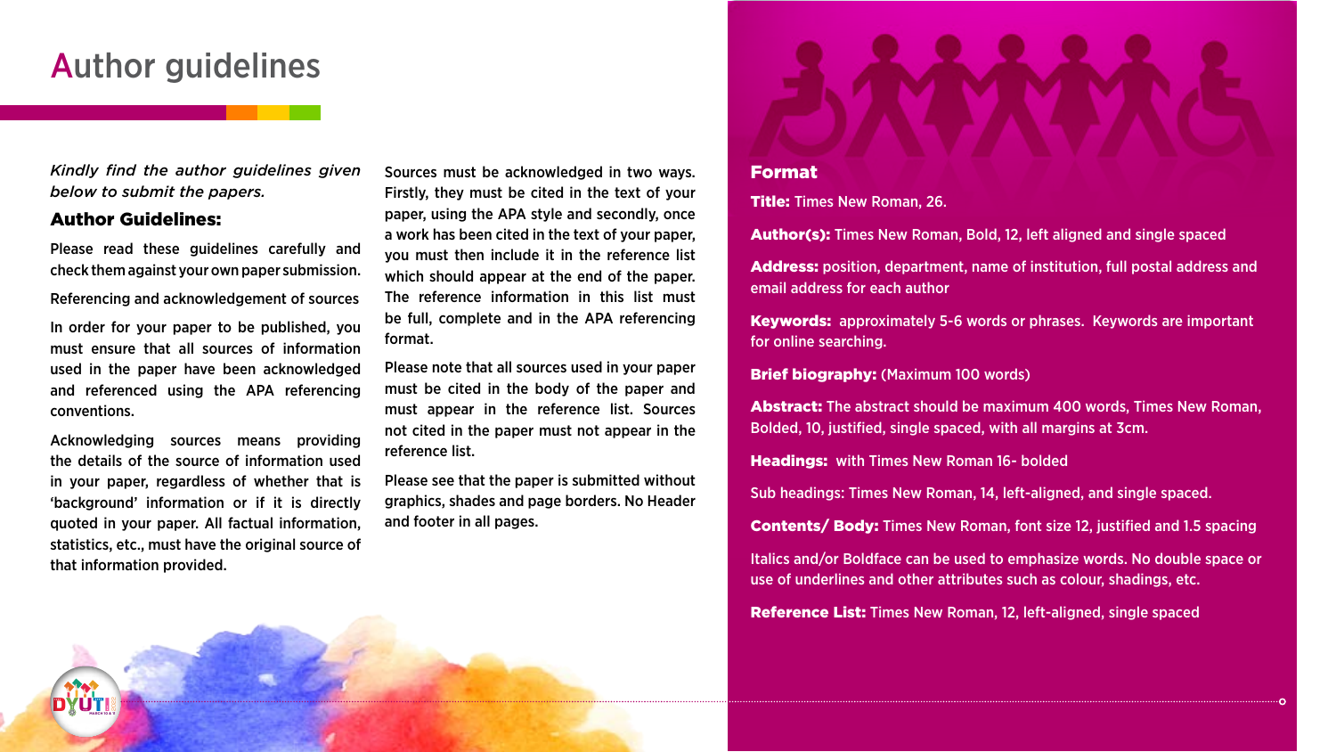# Author guidelines

*Kindly find the author guidelines given below to submit the papers.*

## Author Guidelines:

Please read these guidelines carefully and check them against your own paper submission.

Referencing and acknowledgement of sources

In order for your paper to be published, you must ensure that all sources of information used in the paper have been acknowledged and referenced using the APA referencing conventions.

Acknowledging sources means providing the details of the source of information used in your paper, regardless of whether that is 'background' information or if it is directly quoted in your paper. All factual information, statistics, etc., must have the original source of that information provided.

Sources must be acknowledged in two ways. Firstly, they must be cited in the text of your paper, using the APA style and secondly, once a work has been cited in the text of your paper, you must then include it in the reference list which should appear at the end of the paper. The reference information in this list must be full, complete and in the APA referencing format.

Please note that all sources used in your paper must be cited in the body of the paper and must appear in the reference list. Sources not cited in the paper must not appear in the reference list.

Please see that the paper is submitted without graphics, shades and page borders. No Header and footer in all pages.

## Format

**Title:** Times New Roman, 26.

**Author(s):** Times New Roman, Bold, 12, left aligned and single spaced

**Address:** position, department, name of institution, full postal address and email address for each author

**Keywords:** approximately 5-6 words or phrases. Keywords are important for online searching.

**Brief biography:** (Maximum 100 words)

**Abstract:** The abstract should be maximum 400 words, Times New Roman, Bolded, 10, justified, single spaced, with all margins at 3cm.

**Headings:** with Times New Roman 16- bolded

Sub headings: Times New Roman, 14, left-aligned, and single spaced.

**Contents/ Body:** Times New Roman, font size 12, justified and 1.5 spacing

Italics and/or Boldface can be used to emphasize words. No double space or use of underlines and other attributes such as colour, shadings, etc.

**Reference List:** Times New Roman, 12, left-aligned, single spaced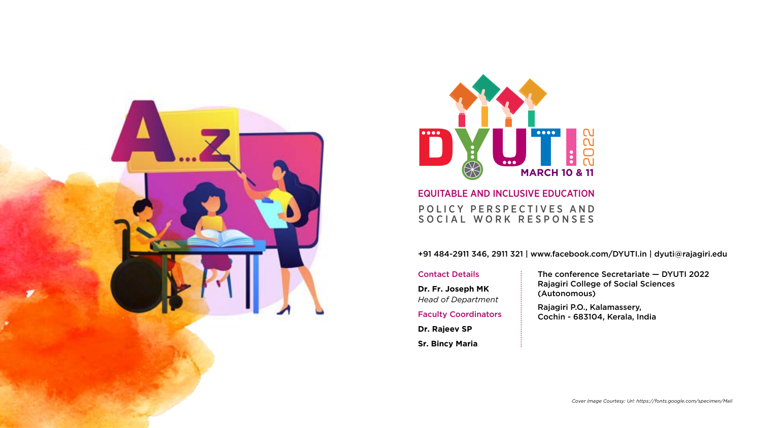# DYUTI 2022

**MARCH 10 & 11**

## EQUITABLE AND INCLUSIVE EDUCATION

### POLICY PERSPECTIVES AND SOCIAL WORK RESPONSES

+91 484-2911 346, 2911 321 | www.facebook.com/DYUTI.in | dyuti@rajagiri.edu

Contact Details

**Dr. Fr. Joseph MK**
*Head of Department*

Faculty Coordinators

**Dr. Rajeev SP**

**Sr. Bincy Maria**

The conference Secretariate — DYUTI 2022
Rajagiri College of Social Sciences
(Autonomous)

Rajagiri P.O., Kalamassery,
Cochin - 683104, Kerala, India

*Cover Image Courtesy: Url: https://fonts.google.com/specimen/Mali*